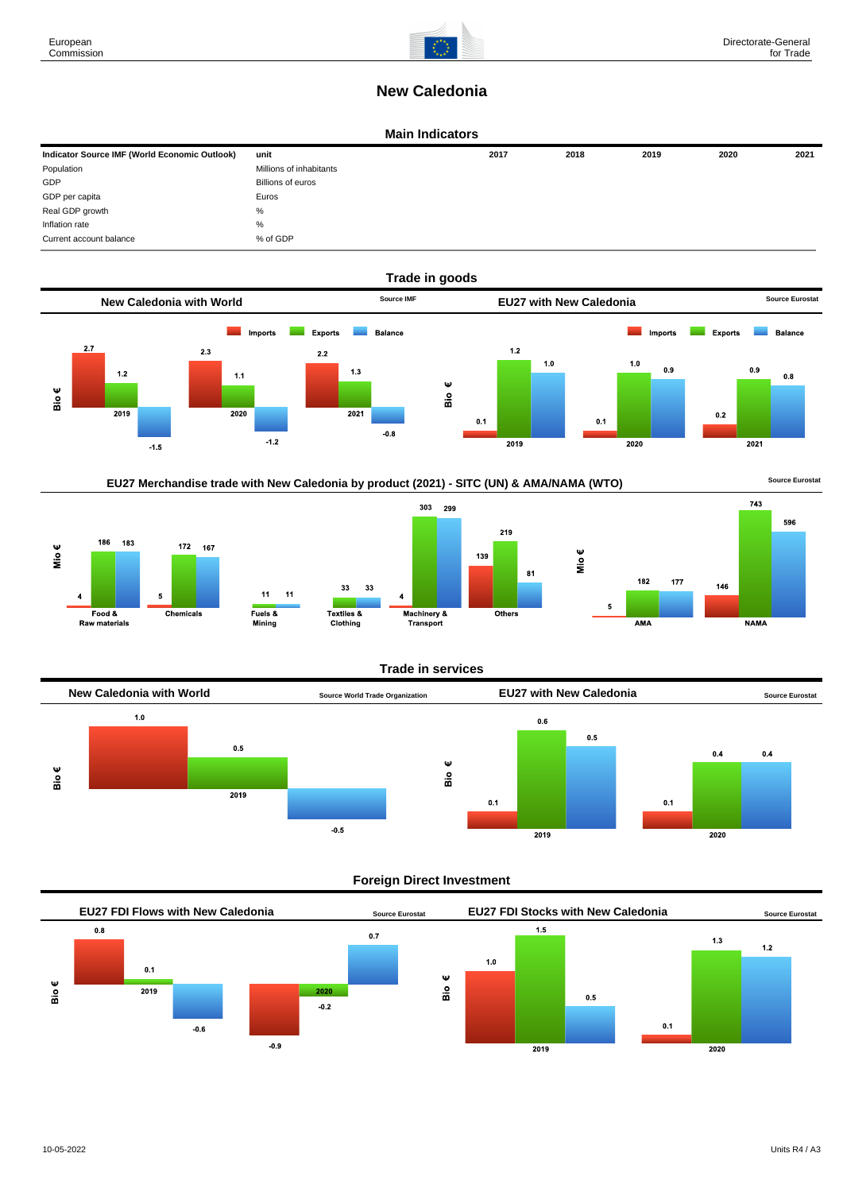# New Caledonia

## Main Indicators

| Indicator Source IMF (World Economic Outlook) | unit | 2017 | 2018 | 2019 | 2020 | 2021 |
|---|---|---|---|---|---|---|
| Population | Millions of inhabitants | | | | | |
| GDP | Billions of euros | | | | | |
| GDP per capita | Euros | | | | | |
| Real GDP growth | % | | | | | |
| Inflation rate | % | | | | | |
| Current account balance | % of GDP | | | | | |

## Trade in goods

### New Caledonia with World

Source IMF

Bio €

| | Imports | Exports | Balance |
|---|---|---|---|
| 2019 | 2.7 | 1.2 | -1.5 |
| 2020 | 2.3 | 1.1 | -1.2 |
| 2021 | 2.2 | 1.3 | -0.8 |

### EU27 with New Caledonia

Source Eurostat

Bio €

| | Imports | Exports | Balance |
|---|---|---|---|
| 2019 | 0.1 | 1.2 | 1.0 |
| 2020 | 0.1 | 1.0 | 0.9 |
| 2021 | 0.2 | 0.9 | 0.8 |

### EU27 Merchandise trade with New Caledonia by product (2021) - SITC (UN) & AMA/NAMA (WTO)

Source Eurostat

Mio €

| | Imports | Exports | Balance |
|---|---|---|---|
| Food & Raw materials | 4 | 186 | 183 |
| Chemicals | 5 | 172 | 167 |
| Fuels & Mining | | 11 | 11 |
| Textiles & Clothing | | 33 | 33 |
| Machinery & Transport | 4 | 303 | 299 |
| Others | 139 | 219 | 81 |

Mio €

| | Imports | Exports | Balance |
|---|---|---|---|
| AMA | 5 | 182 | 177 |
| NAMA | 146 | 743 | 596 |

## Trade in services

### New Caledonia with World

Source World Trade Organization

Bio €

| | Imports | Exports | Balance |
|---|---|---|---|
| 2019 | 1.0 | 0.5 | -0.5 |

### EU27 with New Caledonia

Source Eurostat

Bio €

| | Imports | Exports | Balance |
|---|---|---|---|
| 2019 | 0.1 | 0.6 | 0.5 |
| 2020 | 0.1 | 0.4 | 0.4 |

## Foreign Direct Investment

### EU27 FDI Flows with New Caledonia

Source Eurostat

Bio €

| | Inward | Outward | Net |
|---|---|---|---|
| 2019 | 0.8 | 0.1 | -0.6 |
| 2020 | -0.9 | -0.2 | 0.7 |

### EU27 FDI Stocks with New Caledonia

Source Eurostat

Bio €

| | Inward | Outward | Net |
|---|---|---|---|
| 2019 | 1.0 | 1.5 | 0.5 |
| 2020 | 0.1 | 1.3 | 1.2 |

10-05-2022

Units R4 / A3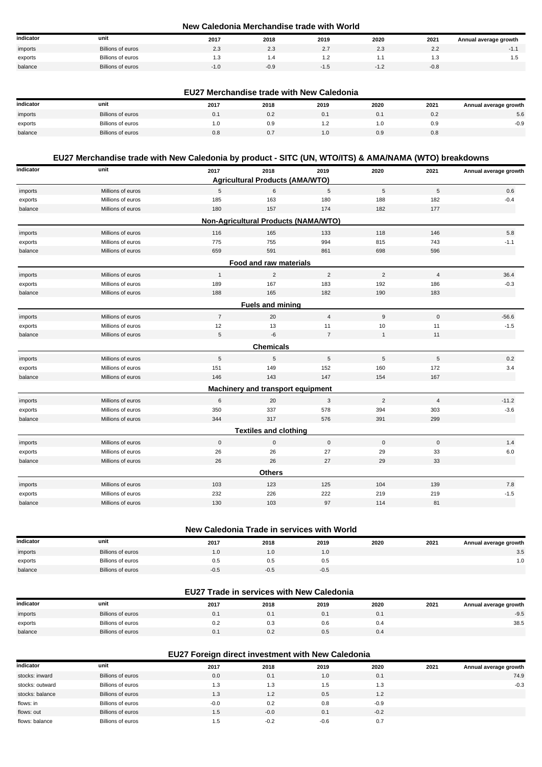## New Caledonia Merchandise trade with World

| indicator | unit | 2017 | 2018 | 2019 | 2020 | 2021 | Annual average growth |
|---|---|---|---|---|---|---|---|
| imports | Billions of euros | 2.3 | 2.3 | 2.7 | 2.3 | 2.2 | -1.1 |
| exports | Billions of euros | 1.3 | 1.4 | 1.2 | 1.1 | 1.3 | 1.5 |
| balance | Billions of euros | -1.0 | -0.9 | -1.5 | -1.2 | -0.8 | |

## EU27 Merchandise trade with New Caledonia

| indicator | unit | 2017 | 2018 | 2019 | 2020 | 2021 | Annual average growth |
|---|---|---|---|---|---|---|---|
| imports | Billions of euros | 0.1 | 0.2 | 0.1 | 0.1 | 0.2 | 5.6 |
| exports | Billions of euros | 1.0 | 0.9 | 1.2 | 1.0 | 0.9 | -0.9 |
| balance | Billions of euros | 0.8 | 0.7 | 1.0 | 0.9 | 0.8 | |

## EU27 Merchandise trade with New Caledonia by product - SITC (UN, WTO/ITS) & AMA/NAMA (WTO) breakdowns

| indicator | unit | 2017 | 2018 | 2019 | 2020 | 2021 | Annual average growth |
|---|---|---|---|---|---|---|---|
| | | | **Agricultural Products (AMA/WTO)** | | | | |
| imports | Millions of euros | 5 | 6 | 5 | 5 | 5 | 0.6 |
| exports | Millions of euros | 185 | 163 | 180 | 188 | 182 | -0.4 |
| balance | Millions of euros | 180 | 157 | 174 | 182 | 177 | |
| | | | **Non-Agricultural Products (NAMA/WTO)** | | | | |
| imports | Millions of euros | 116 | 165 | 133 | 118 | 146 | 5.8 |
| exports | Millions of euros | 775 | 755 | 994 | 815 | 743 | -1.1 |
| balance | Millions of euros | 659 | 591 | 861 | 698 | 596 | |
| | | | **Food and raw materials** | | | | |
| imports | Millions of euros | 1 | 2 | 2 | 2 | 4 | 36.4 |
| exports | Millions of euros | 189 | 167 | 183 | 192 | 186 | -0.3 |
| balance | Millions of euros | 188 | 165 | 182 | 190 | 183 | |
| | | | **Fuels and mining** | | | | |
| imports | Millions of euros | 7 | 20 | 4 | 9 | 0 | -56.6 |
| exports | Millions of euros | 12 | 13 | 11 | 10 | 11 | -1.5 |
| balance | Millions of euros | 5 | -6 | 7 | 1 | 11 | |
| | | | **Chemicals** | | | | |
| imports | Millions of euros | 5 | 5 | 5 | 5 | 5 | 0.2 |
| exports | Millions of euros | 151 | 149 | 152 | 160 | 172 | 3.4 |
| balance | Millions of euros | 146 | 143 | 147 | 154 | 167 | |
| | | | **Machinery and transport equipment** | | | | |
| imports | Millions of euros | 6 | 20 | 3 | 2 | 4 | -11.2 |
| exports | Millions of euros | 350 | 337 | 578 | 394 | 303 | -3.6 |
| balance | Millions of euros | 344 | 317 | 576 | 391 | 299 | |
| | | | **Textiles and clothing** | | | | |
| imports | Millions of euros | 0 | 0 | 0 | 0 | 0 | 1.4 |
| exports | Millions of euros | 26 | 26 | 27 | 29 | 33 | 6.0 |
| balance | Millions of euros | 26 | 26 | 27 | 29 | 33 | |
| | | | **Others** | | | | |
| imports | Millions of euros | 103 | 123 | 125 | 104 | 139 | 7.8 |
| exports | Millions of euros | 232 | 226 | 222 | 219 | 219 | -1.5 |
| balance | Millions of euros | 130 | 103 | 97 | 114 | 81 | |

## New Caledonia Trade in services with World

| indicator | unit | 2017 | 2018 | 2019 | 2020 | 2021 | Annual average growth |
|---|---|---|---|---|---|---|---|
| imports | Billions of euros | 1.0 | 1.0 | 1.0 | | | 3.5 |
| exports | Billions of euros | 0.5 | 0.5 | 0.5 | | | 1.0 |
| balance | Billions of euros | -0.5 | -0.5 | -0.5 | | | |

## EU27 Trade in services with New Caledonia

| indicator | unit | 2017 | 2018 | 2019 | 2020 | 2021 | Annual average growth |
|---|---|---|---|---|---|---|---|
| imports | Billions of euros | 0.1 | 0.1 | 0.1 | 0.1 | | -9.5 |
| exports | Billions of euros | 0.2 | 0.3 | 0.6 | 0.4 | | 38.5 |
| balance | Billions of euros | 0.1 | 0.2 | 0.5 | 0.4 | | |

## EU27 Foreign direct investment with New Caledonia

| indicator | unit | 2017 | 2018 | 2019 | 2020 | 2021 | Annual average growth |
|---|---|---|---|---|---|---|---|
| stocks: inward | Billions of euros | 0.0 | 0.1 | 1.0 | 0.1 | | 74.9 |
| stocks: outward | Billions of euros | 1.3 | 1.3 | 1.5 | 1.3 | | -0.3 |
| stocks: balance | Billions of euros | 1.3 | 1.2 | 0.5 | 1.2 | | |
| flows: in | Billions of euros | -0.0 | 0.2 | 0.8 | -0.9 | | |
| flows: out | Billions of euros | 1.5 | -0.0 | 0.1 | -0.2 | | |
| flows: balance | Billions of euros | 1.5 | -0.2 | -0.6 | 0.7 | | |